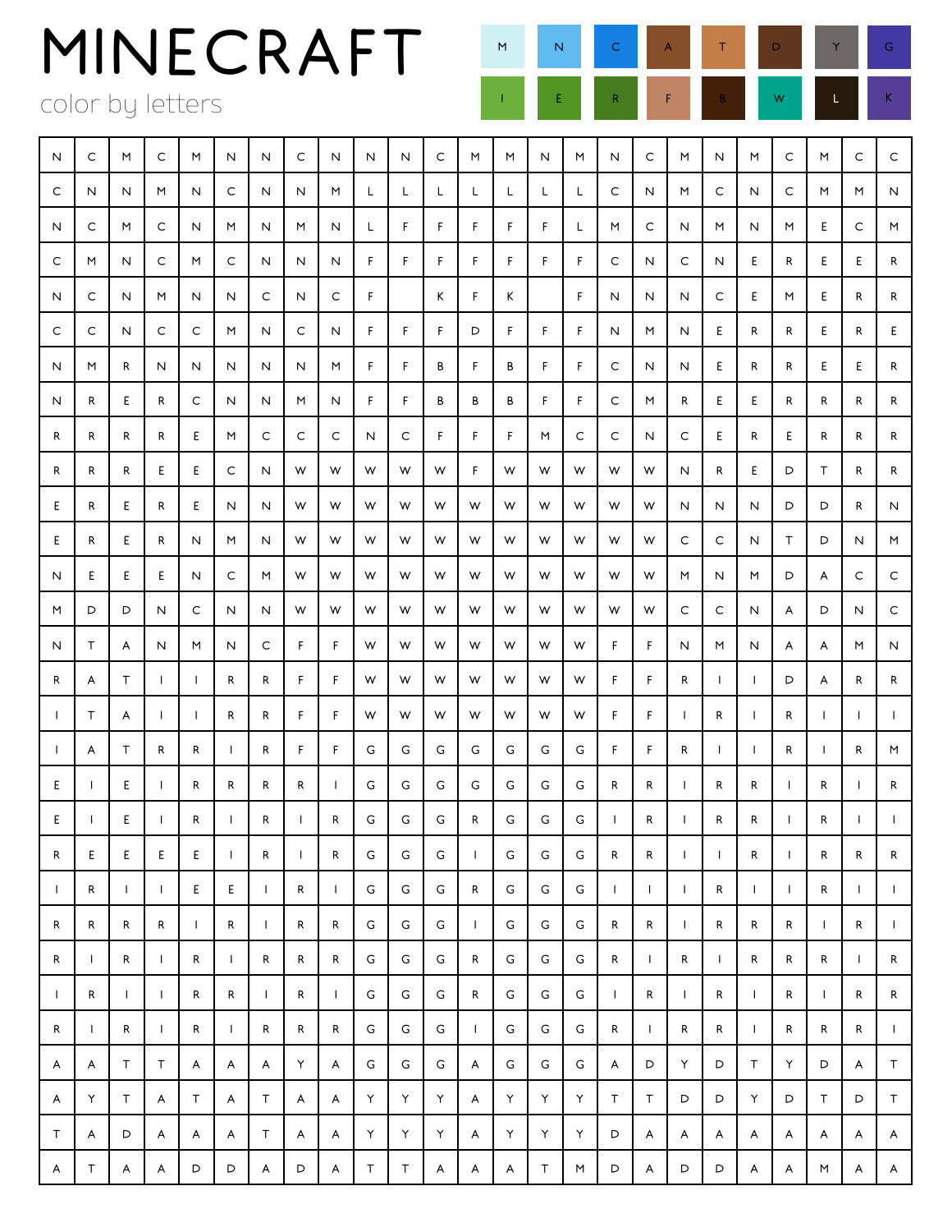# MINECRAFT

color by letters

| M | N | C | A | T | D | Y | G |
|---|---|---|---|---|---|---|---|
| I | E | R | F | B | W | L | K |

| | | | | | | | | | | | | | | | | | | | | | | | | |
|---|---|---|---|---|---|---|---|---|---|---|---|---|---|---|---|---|---|---|---|---|---|---|---|---|
| N | C | M | C | M | N | N | C | N | N | N | C | M | M | N | M | N | C | M | N | M | C | M | C | C |
| C | N | N | M | N | C | N | N | M | L | L | L | L | L | L | L | C | N | M | C | N | C | M | M | N |
| N | C | M | C | N | M | N | M | N | L | F | F | F | F | F | L | M | C | N | M | N | M | E | C | M |
| C | M | N | C | M | C | N | N | N | F | F | F | F | F | F | F | C | N | C | N | E | R | E | E | R |
| N | C | N | M | N | N | C | N | C | F | | K | F | K | | F | N | N | N | C | E | M | E | R | R |
| C | C | N | C | C | M | N | C | N | F | F | F | D | F | F | F | N | M | N | E | R | R | E | R | E |
| N | M | R | N | N | N | N | N | M | F | F | B | F | B | F | F | C | N | N | E | R | R | E | E | R |
| N | R | E | R | C | N | N | M | N | F | F | B | B | B | F | F | C | M | R | E | E | R | R | R | R |
| R | R | R | R | E | M | C | C | C | N | C | F | F | F | M | C | C | N | C | E | R | E | R | R | R |
| R | R | R | E | E | C | N | W | W | W | W | W | F | W | W | W | W | W | N | R | E | D | T | R | R |
| E | R | E | R | E | N | N | W | W | W | W | W | W | W | W | W | W | W | N | N | N | D | D | R | N |
| E | R | E | R | N | M | N | W | W | W | W | W | W | W | W | W | W | W | C | C | N | T | D | N | M |
| N | E | E | E | N | C | M | W | W | W | W | W | W | W | W | W | W | W | M | N | M | D | A | C | C |
| M | D | D | N | C | N | N | W | W | W | W | W | W | W | W | W | W | W | C | C | N | A | D | N | C |
| N | T | A | N | M | N | C | F | F | W | W | W | W | W | W | W | F | F | N | M | N | A | A | M | N |
| R | A | T | I | I | R | R | F | F | W | W | W | W | W | W | W | F | F | R | I | I | D | A | R | R |
| I | T | A | I | I | R | R | F | F | W | W | W | W | W | W | W | F | F | I | R | I | R | I | I | I |
| I | A | T | R | R | I | R | F | F | G | G | G | G | G | G | G | F | F | R | I | I | R | I | R | M |
| E | I | E | I | R | R | R | R | I | G | G | G | G | G | G | G | R | R | I | R | R | I | R | I | R |
| E | I | E | I | R | I | R | I | R | G | G | G | R | G | G | G | I | R | I | R | R | I | R | I | I |
| R | E | E | E | E | I | R | I | R | G | G | G | I | G | G | G | R | R | I | I | R | I | R | R | R |
| I | R | I | I | E | E | I | R | I | G | G | G | R | G | G | G | I | I | I | R | I | I | R | I | I |
| R | R | R | R | I | R | I | R | R | G | G | G | I | G | G | G | R | R | I | R | R | R | I | R | I |
| R | I | R | I | R | I | R | R | R | G | G | G | R | G | G | G | R | I | R | I | R | R | R | I | R |
| I | R | I | I | R | R | I | R | I | G | G | G | R | G | G | G | I | R | I | R | I | R | I | R | R |
| R | I | R | I | R | I | R | R | R | G | G | G | I | G | G | G | R | I | R | R | I | R | R | R | I |
| A | A | T | T | A | A | A | Y | A | G | G | G | A | G | G | G | A | D | Y | D | T | Y | D | A | T |
| A | Y | T | A | T | A | T | A | A | Y | Y | Y | A | Y | Y | Y | T | T | D | D | Y | D | T | D | T |
| T | A | D | A | A | A | T | A | A | Y | Y | Y | A | Y | Y | Y | D | A | A | A | A | A | A | A | A |
| A | T | A | A | D | D | A | D | A | T | T | A | A | A | T | M | D | A | D | D | A | A | M | A | A |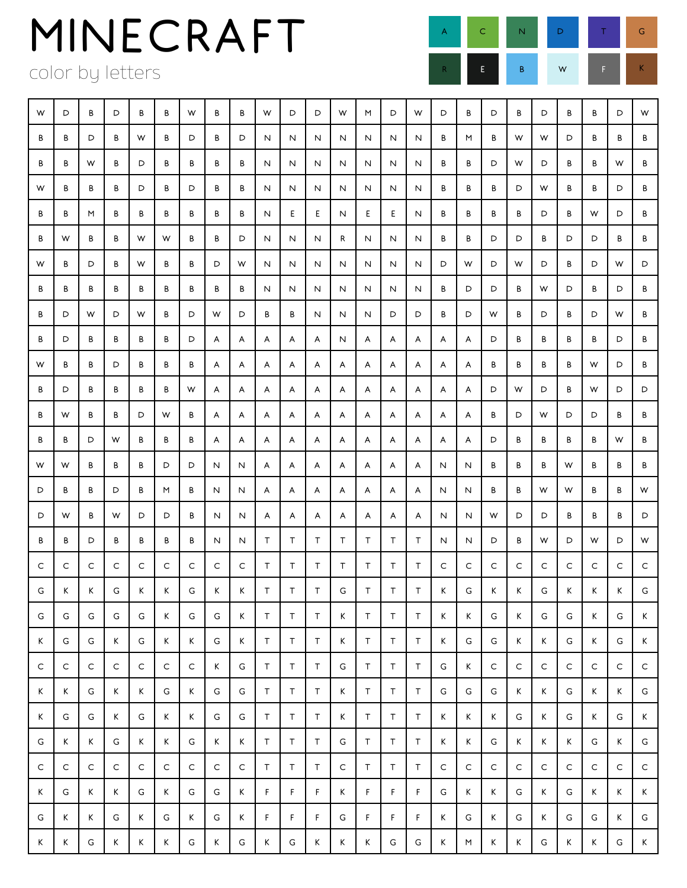# MINECRAFT

color by letters

| A | C | N | D | T | G |
|---|---|---|---|---|---|
| R | E | B | W | F | K |

| | | | | | | | | | | | | | | | | | | | | | | | | |
|---|---|---|---|---|---|---|---|---|---|---|---|---|---|---|---|---|---|---|---|---|---|---|---|---|
| W | D | B | D | B | B | W | B | B | W | D | D | W | M | D | W | D | B | D | B | D | B | B | D | W |
| B | B | D | B | W | B | D | B | D | N | N | N | N | N | N | N | B | M | B | W | W | D | B | B | B |
| B | B | W | B | D | B | B | B | B | N | N | N | N | N | N | N | B | B | D | W | D | B | B | W | B |
| W | B | B | B | D | B | D | B | B | N | N | N | N | N | N | N | B | B | B | D | W | B | B | D | B |
| B | B | M | B | B | B | B | B | B | N | E | E | N | E | E | N | B | B | B | B | D | B | W | D | B |
| B | W | B | B | W | W | B | B | D | N | N | N | R | N | N | N | B | B | D | D | B | D | D | B | B |
| W | B | D | B | W | B | B | D | W | N | N | N | N | N | N | N | D | W | D | W | D | B | D | W | D |
| B | B | B | B | B | B | B | B | B | N | N | N | N | N | N | N | B | D | D | B | W | D | B | D | B |
| B | D | W | D | W | B | D | W | D | B | B | N | N | N | D | D | B | D | W | B | D | B | D | W | B |
| B | D | B | B | B | B | D | A | A | A | A | A | N | A | A | A | A | A | D | B | B | B | B | D | B |
| W | B | B | D | B | B | B | A | A | A | A | A | A | A | A | A | A | A | B | B | B | B | W | D | B |
| B | D | B | B | B | B | W | A | A | A | A | A | A | A | A | A | A | A | D | W | D | B | W | D | D |
| B | W | B | B | D | W | B | A | A | A | A | A | A | A | A | A | A | A | B | D | W | D | D | B | B |
| B | B | D | W | B | B | B | A | A | A | A | A | A | A | A | A | A | A | D | B | B | B | B | W | B |
| W | W | B | B | B | D | D | N | N | A | A | A | A | A | A | A | N | N | B | B | B | W | B | B | B |
| D | B | B | D | B | M | B | N | N | A | A | A | A | A | A | A | N | N | B | B | W | W | B | B | W |
| D | W | B | W | D | D | B | N | N | A | A | A | A | A | A | A | N | N | W | D | D | B | B | B | D |
| B | B | D | B | B | B | B | N | N | T | T | T | T | T | T | T | N | N | D | B | W | D | W | D | W |
| C | C | C | C | C | C | C | C | C | T | T | T | T | T | T | T | C | C | C | C | C | C | C | C | C |
| G | K | K | G | K | K | G | K | K | T | T | T | G | T | T | T | K | G | K | K | G | K | K | K | G |
| G | G | G | G | G | K | G | G | K | T | T | T | K | T | T | T | K | K | G | K | G | G | K | G | K |
| K | G | G | K | G | K | K | G | K | T | T | T | K | T | T | T | K | G | G | K | K | G | K | G | K |
| C | C | C | C | C | C | C | K | G | T | T | T | G | T | T | T | G | K | C | C | C | C | C | C | C |
| K | K | G | K | K | G | K | G | G | T | T | T | K | T | T | T | G | G | G | K | K | G | K | K | G |
| K | G | G | K | G | K | K | G | G | T | T | T | K | T | T | T | K | K | K | G | K | G | K | G | K |
| G | K | K | G | K | K | G | K | K | T | T | T | G | T | T | T | K | K | G | K | K | K | G | K | G |
| C | C | C | C | C | C | C | C | C | T | T | T | C | T | T | T | C | C | C | C | C | C | C | C | C |
| K | G | K | K | G | K | G | G | K | F | F | F | K | F | F | F | G | K | K | G | K | G | K | K | K |
| G | K | K | G | K | G | K | G | K | F | F | F | G | F | F | F | K | G | K | G | K | G | G | K | G |
| K | K | G | K | K | K | G | K | G | K | G | K | K | K | G | G | K | M | K | K | G | K | K | G | K |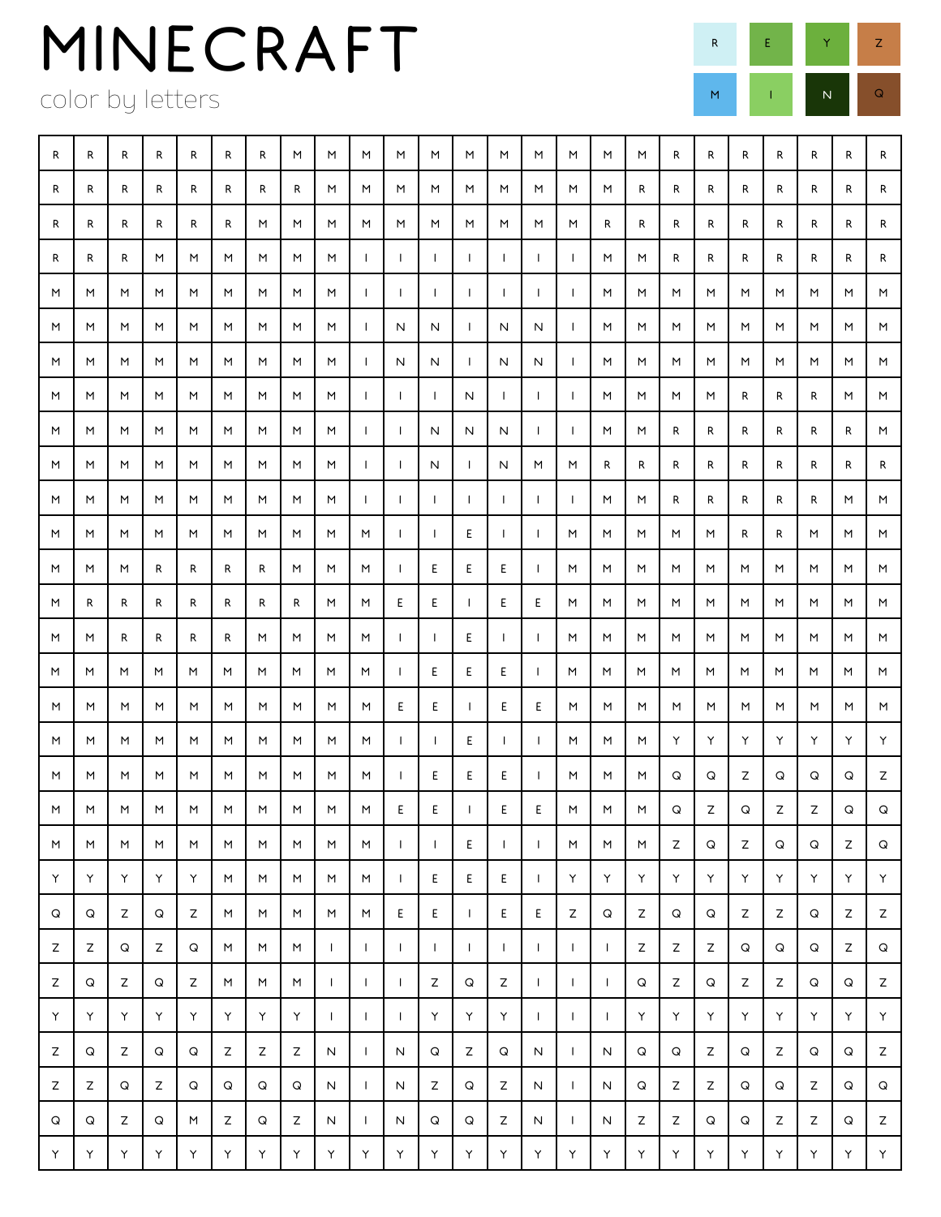# MINECRAFT

color by letters

| R | E | Y | Z |
|---|---|---|---|
| M | I | N | Q |

| | | | | | | | | | | | | | | | | | | | | | | | | |
|---|---|---|---|---|---|---|---|---|---|---|---|---|---|---|---|---|---|---|---|---|---|---|---|---|
| R | R | R | R | R | R | R | M | M | M | M | M | M | M | M | M | M | M | R | R | R | R | R | R | R |
| R | R | R | R | R | R | R | R | M | M | M | M | M | M | M | M | M | R | R | R | R | R | R | R | R |
| R | R | R | R | R | R | M | M | M | M | M | M | M | M | M | M | R | R | R | R | R | R | R | R | R |
| R | R | R | M | M | M | M | M | M | I | I | I | I | I | I | I | M | M | R | R | R | R | R | R | R |
| M | M | M | M | M | M | M | M | M | I | I | I | I | I | I | I | M | M | M | M | M | M | M | M | M |
| M | M | M | M | M | M | M | M | M | I | N | N | I | N | N | I | M | M | M | M | M | M | M | M | M |
| M | M | M | M | M | M | M | M | M | I | N | N | I | N | N | I | M | M | M | M | M | M | M | M | M |
| M | M | M | M | M | M | M | M | M | I | I | I | N | I | I | I | M | M | M | M | R | R | R | M | M |
| M | M | M | M | M | M | M | M | M | I | I | N | N | N | I | I | M | M | R | R | R | R | R | R | M |
| M | M | M | M | M | M | M | M | M | I | I | N | I | N | M | M | R | R | R | R | R | R | R | R | R |
| M | M | M | M | M | M | M | M | M | I | I | I | I | I | I | I | M | M | R | R | R | R | R | M | M |
| M | M | M | M | M | M | M | M | M | M | I | I | E | I | I | M | M | M | M | M | R | R | M | M | M |
| M | M | M | R | R | R | R | M | M | M | I | E | E | E | I | M | M | M | M | M | M | M | M | M | M |
| M | R | R | R | R | R | R | R | M | M | E | E | I | E | E | M | M | M | M | M | M | M | M | M | M |
| M | M | R | R | R | R | M | M | M | M | I | I | E | I | I | M | M | M | M | M | M | M | M | M | M |
| M | M | M | M | M | M | M | M | M | M | I | E | E | E | I | M | M | M | M | M | M | M | M | M | M |
| M | M | M | M | M | M | M | M | M | M | E | E | I | E | E | M | M | M | M | M | M | M | M | M | M |
| M | M | M | M | M | M | M | M | M | M | I | I | E | I | I | M | M | M | Y | Y | Y | Y | Y | Y | Y |
| M | M | M | M | M | M | M | M | M | M | I | E | E | E | I | M | M | M | Q | Q | Z | Q | Q | Q | Z |
| M | M | M | M | M | M | M | M | M | M | E | E | I | E | E | M | M | M | Q | Z | Q | Z | Z | Q | Q |
| M | M | M | M | M | M | M | M | M | M | I | I | E | I | I | M | M | M | Z | Q | Z | Q | Q | Z | Q |
| Y | Y | Y | Y | Y | M | M | M | M | M | I | E | E | E | I | Y | Y | Y | Y | Y | Y | Y | Y | Y | Y |
| Q | Q | Z | Q | Z | M | M | M | M | M | E | E | I | E | E | Z | Q | Z | Q | Q | Z | Z | Q | Z | Z |
| Z | Z | Q | Z | Q | M | M | M | I | I | I | I | I | I | I | I | I | Z | Z | Z | Q | Q | Q | Z | Q |
| Z | Q | Z | Q | Z | M | M | M | I | I | I | Z | Q | Z | I | I | I | Q | Z | Q | Z | Z | Q | Q | Z |
| Y | Y | Y | Y | Y | Y | Y | Y | I | I | I | Y | Y | Y | I | I | I | Y | Y | Y | Y | Y | Y | Y | Y |
| Z | Q | Z | Q | Q | Z | Z | Z | N | I | N | Q | Z | Q | N | I | N | Q | Q | Z | Q | Z | Q | Q | Z |
| Z | Z | Q | Z | Q | Q | Q | Q | N | I | N | Z | Q | Z | N | I | N | Q | Z | Z | Q | Q | Z | Q | Q |
| Q | Q | Z | Q | M | Z | Q | Z | N | I | N | Q | Q | Z | N | I | N | Z | Z | Q | Q | Z | Z | Q | Z |
| Y | Y | Y | Y | Y | Y | Y | Y | Y | Y | Y | Y | Y | Y | Y | Y | Y | Y | Y | Y | Y | Y | Y | Y | Y |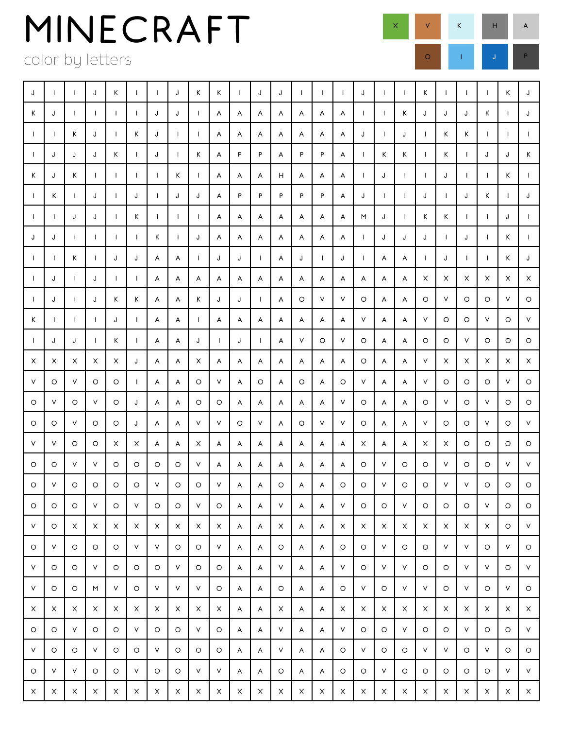# MINECRAFT

color by letters

| X | V | K | H | A |
|---|---|---|---|---|
| O | I | J | P | |

| | | | | | | | | | | | | | | | | | | | | | | | | |
|---|---|---|---|---|---|---|---|---|---|---|---|---|---|---|---|---|---|---|---|---|---|---|---|---|
| J | I | I | J | K | I | I | J | K | K | I | J | J | I | I | I | J | I | I | K | I | I | I | K | J |
| K | J | I | I | I | I | J | J | I | A | A | A | A | A | A | A | I | I | K | J | J | J | K | I | J |
| I | I | K | J | I | K | J | I | I | A | A | A | A | A | A | A | J | I | J | I | K | K | I | I | I |
| I | J | J | J | K | I | J | I | K | A | P | P | A | P | P | A | I | K | K | I | K | I | J | J | K |
| K | J | K | I | I | I | I | K | I | A | A | A | H | A | A | A | I | J | I | I | J | I | I | K | I |
| I | K | I | J | I | J | I | J | J | A | P | P | P | P | P | A | J | I | I | J | I | J | K | I | J |
| I | I | J | J | I | K | I | I | I | A | A | A | A | A | A | A | M | J | I | K | K | I | I | J | I |
| J | J | I | I | I | I | K | I | J | A | A | A | A | A | A | A | I | J | J | J | I | J | I | K | I |
| I | I | K | I | J | J | A | A | I | J | J | I | A | J | I | J | I | A | A | I | J | I | I | K | J |
| I | J | I | J | I | I | A | A | A | A | A | A | A | A | A | A | A | A | A | X | X | X | X | X | X |
| I | J | I | J | K | K | A | A | K | J | J | I | A | O | V | V | O | A | A | O | V | O | O | V | O |
| K | I | I | I | J | I | A | A | I | A | A | A | A | A | A | A | V | A | A | V | O | O | V | O | V |
| I | J | J | I | K | I | A | A | J | I | J | I | A | V | O | V | O | A | A | O | O | V | O | O | O |
| X | X | X | X | X | J | A | A | X | A | A | A | A | A | A | A | O | A | A | V | X | X | X | X | X |
| V | O | V | O | O | I | A | A | O | V | A | O | A | O | A | O | V | A | A | V | O | O | O | V | O |
| O | V | O | V | O | J | A | A | O | O | A | A | A | A | A | V | O | A | A | O | V | O | V | O | O |
| O | O | V | O | O | J | A | A | V | V | O | V | A | O | V | V | O | A | A | V | O | O | V | O | V |
| V | V | O | O | X | X | A | A | X | A | A | A | A | A | A | A | X | A | A | X | X | O | O | O | O |
| O | O | V | V | O | O | O | O | V | A | A | A | A | A | A | A | O | V | O | O | V | O | O | V | V |
| O | V | O | O | O | O | V | O | O | V | A | A | O | A | A | O | O | V | O | O | V | V | O | O | O |
| O | O | O | V | O | V | O | O | V | O | A | A | V | A | A | V | O | O | V | O | O | O | V | O | O |
| V | O | X | X | X | X | X | X | X | X | A | A | X | A | A | X | X | X | X | X | X | X | X | O | V |
| O | V | O | O | O | V | V | O | O | V | A | A | O | A | A | O | O | V | O | O | V | V | O | V | O |
| V | O | O | V | O | O | O | V | O | O | A | A | V | A | A | V | O | V | V | O | O | V | V | O | V |
| V | O | O | M | V | O | V | V | V | O | A | A | O | A | A | O | V | O | V | V | O | V | O | V | O |
| X | X | X | X | X | X | X | X | X | X | A | A | X | A | A | X | X | X | X | X | X | X | X | X | X |
| O | O | V | O | O | V | O | O | V | O | A | A | V | A | A | V | O | O | V | O | O | V | O | O | V |
| V | O | O | V | O | O | V | O | O | O | A | A | V | A | A | O | V | O | O | V | V | O | V | O | O |
| O | V | V | O | O | V | O | O | V | V | A | A | O | A | A | O | O | V | O | O | O | O | O | V | V |
| X | X | X | X | X | X | X | X | X | X | X | X | X | X | X | X | X | X | X | X | X | X | X | X | X |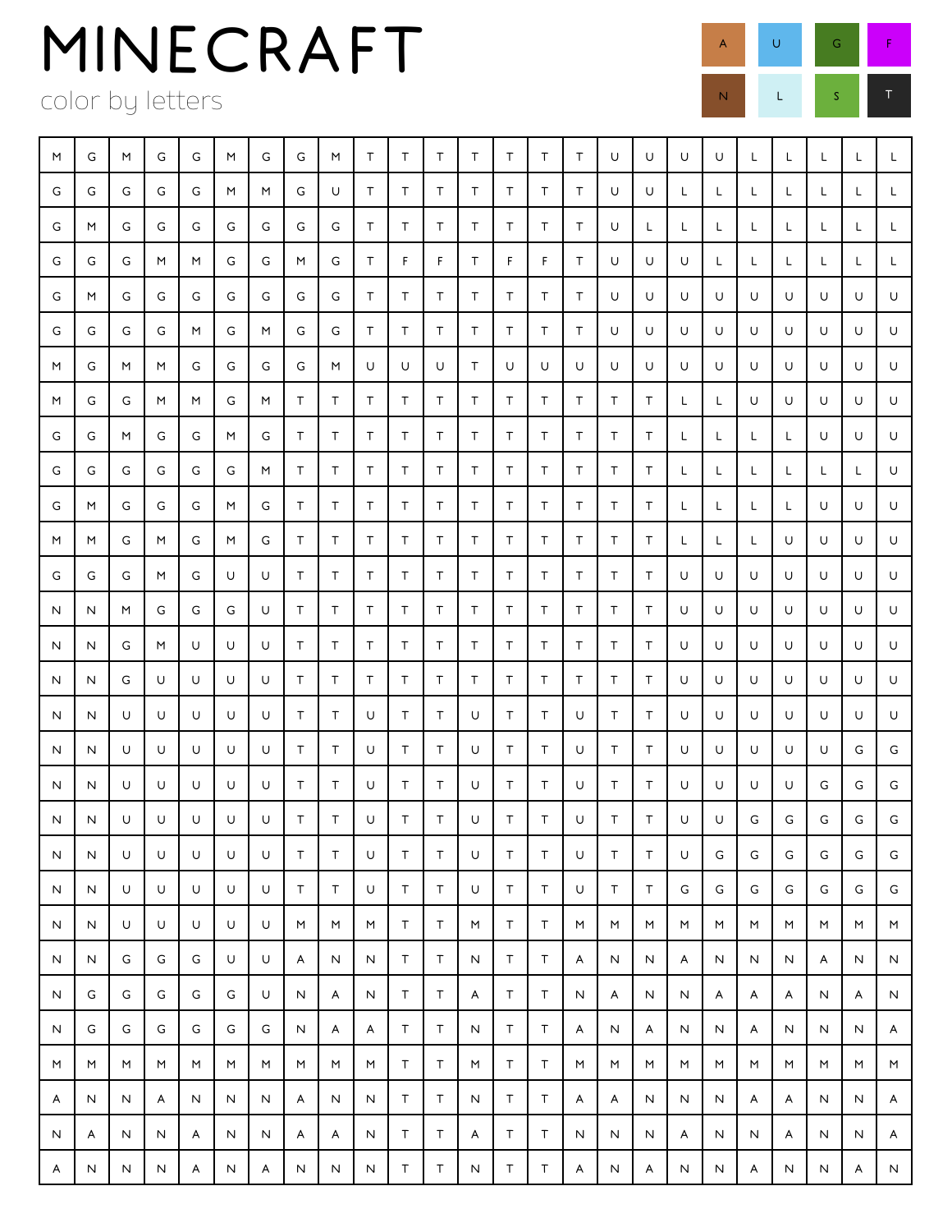# MINECRAFT

color by letters

| A | U | G | F |
|---|---|---|---|
| N | L | S | T |

| | | | | | | | | | | | | | | | | | | | | | | | | |
|---|---|---|---|---|---|---|---|---|---|---|---|---|---|---|---|---|---|---|---|---|---|---|---|---|
| M | G | M | G | G | M | G | G | M | T | T | T | T | T | T | T | U | U | U | U | L | L | L | L | L |
| G | G | G | G | G | M | M | G | U | T | T | T | T | T | T | T | U | U | L | L | L | L | L | L | L |
| G | M | G | G | G | G | G | G | G | T | T | T | T | T | T | T | U | L | L | L | L | L | L | L | L |
| G | G | G | M | M | G | G | M | G | T | F | F | T | F | F | T | U | U | U | L | L | L | L | L | L |
| G | M | G | G | G | G | G | G | G | T | T | T | T | T | T | T | U | U | U | U | U | U | U | U | U |
| G | G | G | G | M | G | M | G | G | T | T | T | T | T | T | T | U | U | U | U | U | U | U | U | U |
| M | G | M | M | G | G | G | G | M | U | U | U | T | U | U | U | U | U | U | U | U | U | U | U | U |
| M | G | G | M | M | G | M | T | T | T | T | T | T | T | T | T | T | T | L | L | U | U | U | U | U |
| G | G | M | G | G | M | G | T | T | T | T | T | T | T | T | T | T | T | L | L | L | L | U | U | U |
| G | G | G | G | G | G | M | T | T | T | T | T | T | T | T | T | T | T | L | L | L | L | L | L | U |
| G | M | G | G | G | M | G | T | T | T | T | T | T | T | T | T | T | T | L | L | L | L | U | U | U |
| M | M | G | M | G | M | G | T | T | T | T | T | T | T | T | T | T | T | L | L | L | U | U | U | U |
| G | G | G | M | G | U | U | T | T | T | T | T | T | T | T | T | T | T | U | U | U | U | U | U | U |
| N | N | M | G | G | G | U | T | T | T | T | T | T | T | T | T | T | T | U | U | U | U | U | U | U |
| N | N | G | M | U | U | U | T | T | T | T | T | T | T | T | T | T | T | U | U | U | U | U | U | U |
| N | N | G | U | U | U | U | T | T | T | T | T | T | T | T | T | T | T | U | U | U | U | U | U | U |
| N | N | U | U | U | U | U | T | T | U | T | T | U | T | T | U | T | T | U | U | U | U | U | U | U |
| N | N | U | U | U | U | U | T | T | U | T | T | U | T | T | U | T | T | U | U | U | U | U | G | G |
| N | N | U | U | U | U | U | T | T | U | T | T | U | T | T | U | T | T | U | U | U | U | G | G | G |
| N | N | U | U | U | U | U | T | T | U | T | T | U | T | T | U | T | T | U | U | G | G | G | G | G |
| N | N | U | U | U | U | U | T | T | U | T | T | U | T | T | U | T | T | U | G | G | G | G | G | G |
| N | N | U | U | U | U | U | T | T | U | T | T | U | T | T | U | T | T | G | G | G | G | G | G | G |
| N | N | U | U | U | U | U | M | M | M | T | T | M | T | T | M | M | M | M | M | M | M | M | M | M |
| N | N | G | G | G | U | U | A | N | N | T | T | N | T | T | A | N | N | A | N | N | N | A | N | N |
| N | G | G | G | G | G | U | N | A | N | T | T | A | T | T | N | A | N | N | A | A | A | N | A | N |
| N | G | G | G | G | G | G | N | A | A | T | T | N | T | T | A | N | A | N | N | A | N | N | N | A |
| M | M | M | M | M | M | M | M | M | M | T | T | M | T | T | M | M | M | M | M | M | M | M | M | M |
| A | N | N | A | N | N | N | A | N | N | T | T | N | T | T | A | A | N | N | N | A | A | N | N | A |
| N | A | N | N | A | N | N | A | A | N | T | T | A | T | T | N | N | N | A | N | N | A | N | N | A |
| A | N | N | N | A | N | A | N | N | N | T | T | N | T | T | A | N | A | N | N | A | N | N | A | N |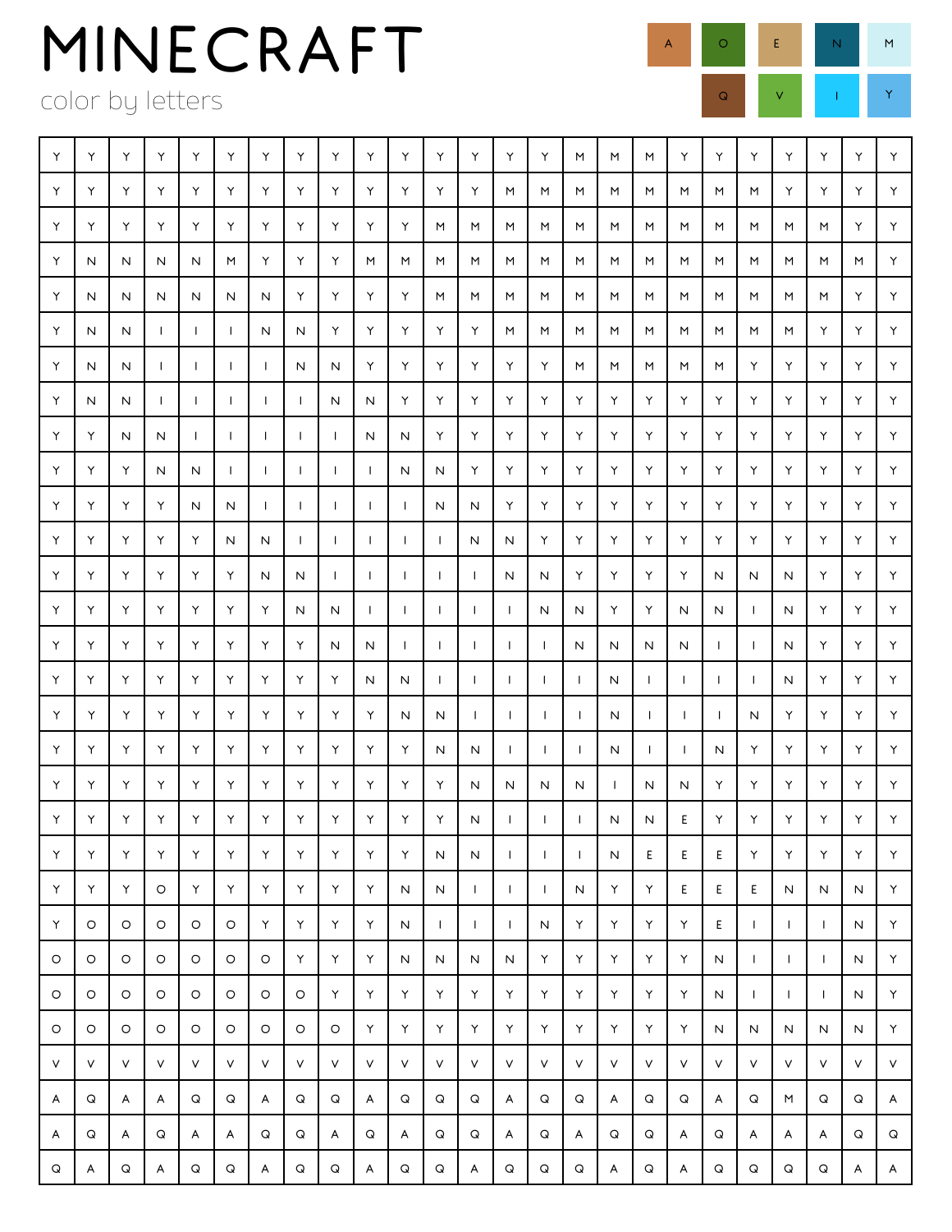# MINECRAFT

color by letters

| A | O | E | N | M |
|---|---|---|---|---|
| Q | V | I | Y | |

| | | | | | | | | | | | | | | | | | | | | | | | | |
|---|---|---|---|---|---|---|---|---|---|---|---|---|---|---|---|---|---|---|---|---|---|---|---|---|
| Y | Y | Y | Y | Y | Y | Y | Y | Y | Y | Y | Y | Y | Y | Y | M | M | M | Y | Y | Y | Y | Y | Y | Y |
| Y | Y | Y | Y | Y | Y | Y | Y | Y | Y | Y | Y | Y | M | M | M | M | M | M | M | M | Y | Y | Y | Y |
| Y | Y | Y | Y | Y | Y | Y | Y | Y | Y | Y | M | M | M | M | M | M | M | M | M | M | M | M | Y | Y |
| Y | N | N | N | N | M | Y | Y | Y | M | M | M | M | M | M | M | M | M | M | M | M | M | M | M | Y |
| Y | N | N | N | N | N | N | Y | Y | Y | Y | M | M | M | M | M | M | M | M | M | M | M | M | Y | Y |
| Y | N | N | I | I | I | N | N | Y | Y | Y | Y | Y | M | M | M | M | M | M | M | M | M | Y | Y | Y |
| Y | N | N | I | I | I | I | N | N | Y | Y | Y | Y | Y | Y | M | M | M | M | M | Y | Y | Y | Y | Y |
| Y | N | N | I | I | I | I | I | N | N | Y | Y | Y | Y | Y | Y | Y | Y | Y | Y | Y | Y | Y | Y | Y |
| Y | Y | N | N | I | I | I | I | I | N | N | Y | Y | Y | Y | Y | Y | Y | Y | Y | Y | Y | Y | Y | Y |
| Y | Y | Y | N | N | I | I | I | I | I | N | N | Y | Y | Y | Y | Y | Y | Y | Y | Y | Y | Y | Y | Y |
| Y | Y | Y | Y | N | N | I | I | I | I | I | N | N | Y | Y | Y | Y | Y | Y | Y | Y | Y | Y | Y | Y |
| Y | Y | Y | Y | Y | N | N | I | I | I | I | I | N | N | Y | Y | Y | Y | Y | Y | Y | Y | Y | Y | Y |
| Y | Y | Y | Y | Y | Y | N | N | I | I | I | I | I | N | N | Y | Y | Y | Y | N | N | N | Y | Y | Y |
| Y | Y | Y | Y | Y | Y | Y | N | N | I | I | I | I | I | N | N | Y | Y | N | N | I | N | Y | Y | Y |
| Y | Y | Y | Y | Y | Y | Y | Y | N | N | I | I | I | I | I | N | N | N | N | I | I | N | Y | Y | Y |
| Y | Y | Y | Y | Y | Y | Y | Y | Y | N | N | I | I | I | I | I | N | I | I | I | I | N | Y | Y | Y |
| Y | Y | Y | Y | Y | Y | Y | Y | Y | Y | N | N | I | I | I | I | N | I | I | I | N | Y | Y | Y | Y |
| Y | Y | Y | Y | Y | Y | Y | Y | Y | Y | Y | N | N | I | I | I | N | I | I | N | Y | Y | Y | Y | Y |
| Y | Y | Y | Y | Y | Y | Y | Y | Y | Y | Y | Y | N | N | N | N | I | N | N | Y | Y | Y | Y | Y | Y |
| Y | Y | Y | Y | Y | Y | Y | Y | Y | Y | Y | Y | N | I | I | I | N | N | E | Y | Y | Y | Y | Y | Y |
| Y | Y | Y | Y | Y | Y | Y | Y | Y | Y | Y | N | N | I | I | I | N | E | E | E | Y | Y | Y | Y | Y |
| Y | Y | Y | O | Y | Y | Y | Y | Y | Y | N | N | I | I | I | N | Y | Y | E | E | E | N | N | N | Y |
| Y | O | O | O | O | O | Y | Y | Y | Y | N | I | I | I | N | Y | Y | Y | Y | E | I | I | I | N | Y |
| O | O | O | O | O | O | O | Y | Y | Y | N | N | N | N | Y | Y | Y | Y | Y | N | I | I | I | N | Y |
| O | O | O | O | O | O | O | O | Y | Y | Y | Y | Y | Y | Y | Y | Y | Y | Y | N | I | I | I | N | Y |
| O | O | O | O | O | O | O | O | O | Y | Y | Y | Y | Y | Y | Y | Y | Y | Y | N | N | N | N | N | Y |
| V | V | V | V | V | V | V | V | V | V | V | V | V | V | V | V | V | V | V | V | V | V | V | V | V |
| A | Q | A | A | Q | Q | A | Q | Q | A | Q | Q | Q | A | Q | Q | A | Q | Q | A | Q | M | Q | Q | A |
| A | Q | A | Q | A | A | Q | Q | A | Q | A | Q | Q | A | Q | A | Q | Q | A | Q | A | A | A | Q | Q |
| Q | A | Q | A | Q | Q | A | Q | Q | A | Q | Q | A | Q | Q | Q | A | Q | A | Q | Q | Q | Q | A | A |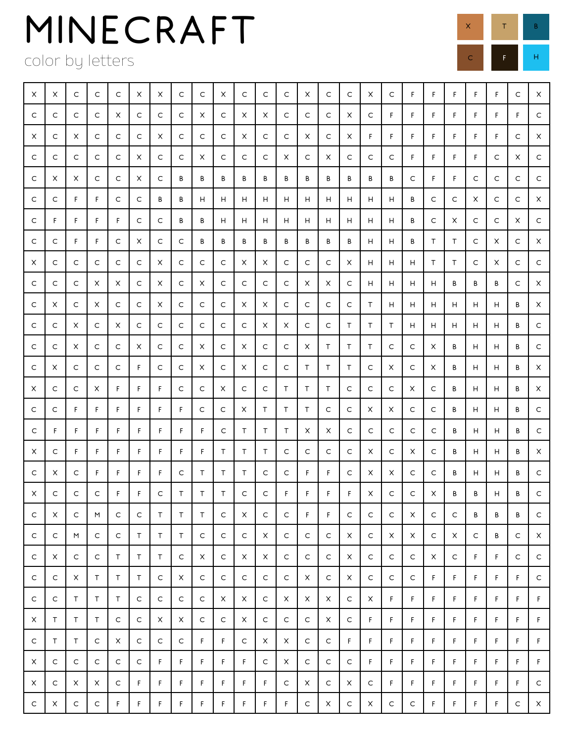# MINECRAFT

color by letters

| X | T | B |
|---|---|---|
| C | F | H |

| | | | | | | | | | | | | | | | | | | | | | | | | |
|---|---|---|---|---|---|---|---|---|---|---|---|---|---|---|---|---|---|---|---|---|---|---|---|---|
| X | X | C | C | C | X | X | C | C | X | C | C | C | X | C | C | X | C | F | F | F | F | F | C | X |
| C | C | C | C | X | C | C | C | X | C | X | X | C | C | C | X | C | F | F | F | F | F | F | F | C |
| X | C | X | C | C | C | X | C | C | C | X | C | C | X | C | X | F | F | F | F | F | F | F | C | X |
| C | C | C | C | C | X | C | C | X | C | C | C | X | C | X | C | C | C | F | F | F | F | C | X | C |
| C | X | X | C | C | X | C | B | B | B | B | B | B | B | B | B | B | B | C | F | F | C | C | C | C |
| C | C | F | F | C | C | B | B | H | H | H | H | H | H | H | H | H | H | B | C | C | X | C | C | X |
| C | F | F | F | F | C | C | B | B | H | H | H | H | H | H | H | H | H | B | C | X | C | C | X | C |
| C | C | F | F | C | X | C | C | B | B | B | B | B | B | B | B | H | H | B | T | T | C | X | C | X |
| X | C | C | C | C | C | X | C | C | C | X | X | C | C | C | X | H | H | H | T | T | C | X | C | C |
| C | C | C | X | X | C | X | C | X | C | C | C | C | X | X | C | H | H | H | H | B | B | B | C | X |
| C | X | C | X | C | C | X | C | C | C | X | X | C | C | C | C | T | H | H | H | H | H | H | B | X |
| C | C | X | C | X | C | C | C | C | C | C | X | X | C | C | T | T | T | H | H | H | H | H | B | C |
| C | C | X | C | C | X | C | C | X | C | X | C | C | X | T | T | T | C | C | X | B | H | H | B | C |
| C | X | C | C | C | F | C | C | X | C | X | C | C | T | T | T | C | X | C | X | B | H | H | B | X |
| X | C | C | X | F | F | F | C | C | X | C | C | T | T | T | C | C | C | X | C | B | H | H | B | X |
| C | C | F | F | F | F | F | F | C | C | X | T | T | T | C | C | X | X | C | C | B | H | H | B | C |
| C | F | F | F | F | F | F | F | F | C | T | T | T | X | X | C | C | C | C | C | B | H | H | B | C |
| X | C | F | F | F | F | F | F | F | T | T | T | C | C | C | C | X | C | X | C | B | H | H | B | X |
| C | X | C | F | F | F | F | C | T | T | T | C | C | F | F | C | X | X | C | C | B | H | H | B | C |
| X | C | C | C | F | F | C | T | T | T | C | C | F | F | F | F | X | C | C | X | B | B | H | B | C |
| C | X | C | M | C | C | T | T | T | C | X | C | C | F | F | C | C | C | X | C | C | B | B | B | C |
| C | C | M | C | C | T | T | T | C | C | C | X | C | C | C | X | C | X | X | C | X | C | B | C | X |
| C | X | C | C | T | T | T | C | X | C | X | X | C | C | C | X | C | C | C | X | C | F | F | C | C |
| C | C | X | T | T | T | C | X | C | C | C | C | C | X | C | X | C | C | C | F | F | F | F | F | C |
| C | C | T | T | T | C | C | C | C | X | X | C | X | X | X | C | X | F | F | F | F | F | F | F | F |
| X | T | T | T | C | C | X | X | C | C | X | C | C | C | X | C | F | F | F | F | F | F | F | F | F |
| C | T | T | C | X | C | C | C | F | F | C | X | X | C | C | F | F | F | F | F | F | F | F | F | F |
| X | C | C | C | C | C | F | F | F | F | F | C | X | C | C | C | F | F | F | F | F | F | F | F | F |
| X | C | X | X | C | F | F | F | F | F | F | F | C | X | C | X | C | F | F | F | F | F | F | F | C |
| C | X | C | C | F | F | F | F | F | F | F | F | F | C | X | C | X | C | C | F | F | F | F | C | X |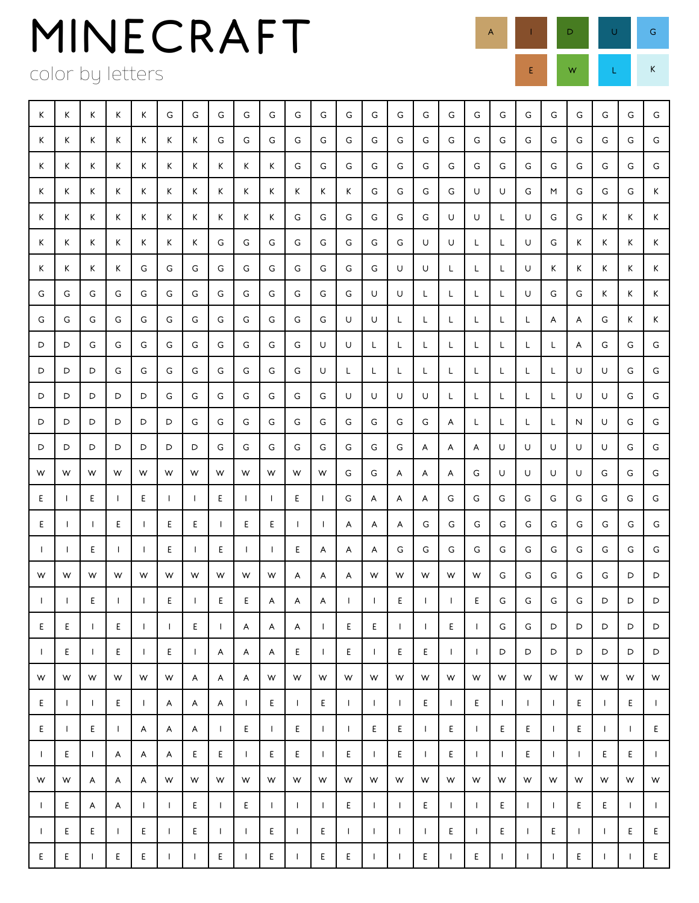# MINECRAFT

color by letters

| A | I | D | U | G |
|---|---|---|---|---|
| E | W | L | K | |

| K | K | K | K | K | G | G | G | G | G | G | G | G | G | G | G | G | G | G | G | G | G | G | G | G |
|---|---|---|---|---|---|---|---|---|---|---|---|---|---|---|---|---|---|---|---|---|---|---|---|---|
| K | K | K | K | K | K | K | G | G | G | G | G | G | G | G | G | G | G | G | G | G | G | G | G | G |
| K | K | K | K | K | K | K | K | K | K | G | G | G | G | G | G | G | G | G | G | G | G | G | G | G |
| K | K | K | K | K | K | K | K | K | K | K | K | K | G | G | G | G | U | U | G | M | G | G | G | K |
| K | K | K | K | K | K | K | K | K | K | G | G | G | G | G | G | U | U | L | U | G | G | K | K | K |
| K | K | K | K | K | K | K | G | G | G | G | G | G | G | G | U | U | L | L | U | G | K | K | K | K |
| K | K | K | K | G | G | G | G | G | G | G | G | G | G | U | U | L | L | L | U | K | K | K | K | K |
| G | G | G | G | G | G | G | G | G | G | G | G | G | U | U | L | L | L | L | U | G | G | K | K | K |
| G | G | G | G | G | G | G | G | G | G | G | G | U | U | L | L | L | L | L | L | A | A | G | K | K |
| D | D | G | G | G | G | G | G | G | G | G | U | U | L | L | L | L | L | L | L | L | A | G | G | G |
| D | D | D | G | G | G | G | G | G | G | G | U | L | L | L | L | L | L | L | L | L | U | U | G | G |
| D | D | D | D | D | G | G | G | G | G | G | G | U | U | U | U | L | L | L | L | L | U | U | G | G |
| D | D | D | D | D | D | G | G | G | G | G | G | G | G | G | G | A | L | L | L | L | N | U | G | G |
| D | D | D | D | D | D | D | G | G | G | G | G | G | G | G | A | A | A | U | U | U | U | U | G | G |
| W | W | W | W | W | W | W | W | W | W | W | W | G | G | A | A | A | G | U | U | U | U | G | G | G |
| E | I | E | I | E | I | I | E | I | I | E | I | G | A | A | A | G | G | G | G | G | G | G | G | G |
| E | I | I | E | I | E | E | I | E | E | I | I | A | A | A | G | G | G | G | G | G | G | G | G | G |
| I | I | E | I | I | E | I | E | I | I | E | A | A | A | G | G | G | G | G | G | G | G | G | G | G |
| W | W | W | W | W | W | W | W | W | W | A | A | A | W | W | W | W | W | G | G | G | G | G | D | D |
| I | I | E | I | I | E | I | E | E | A | A | A | I | I | E | I | I | E | G | G | G | G | D | D | D |
| E | E | I | E | I | I | E | I | A | A | A | I | E | E | I | I | E | I | G | G | D | D | D | D | D |
| I | E | I | E | I | E | I | A | A | A | E | I | E | I | E | E | I | I | D | D | D | D | D | D | D |
| W | W | W | W | W | W | A | A | A | W | W | W | W | W | W | W | W | W | W | W | W | W | W | W | W |
| E | I | I | E | I | A | A | A | I | E | I | E | I | I | I | E | I | E | I | I | I | E | I | E | I |
| E | I | E | I | A | A | A | I | E | I | E | I | I | E | E | I | E | I | E | E | I | E | I | I | E |
| I | E | I | A | A | A | E | E | I | E | E | I | E | I | E | I | E | I | I | E | I | I | E | E | I |
| W | W | A | A | A | W | W | W | W | W | W | W | W | W | W | W | W | W | W | W | W | W | W | W | W |
| I | E | A | A | I | I | E | I | E | I | I | I | E | I | I | E | I | I | E | I | I | E | E | I | I |
| I | E | E | I | E | I | E | I | I | E | I | E | I | I | I | I | E | I | E | I | E | I | I | E | E |
| E | E | I | E | E | I | I | E | I | E | I | E | E | I | I | E | I | E | I | I | I | E | I | I | E |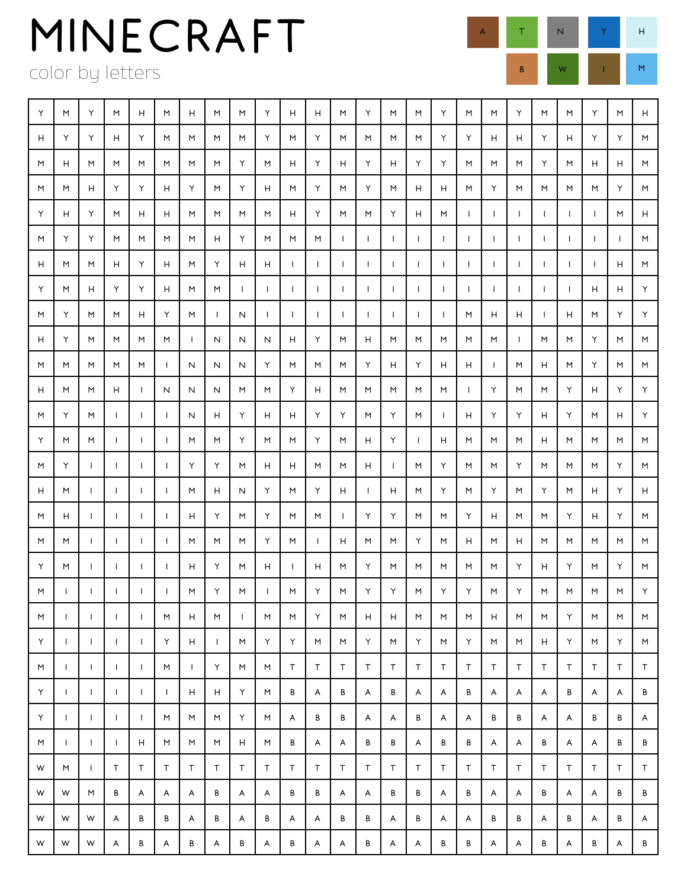# MINECRAFT

color by letters

| A | T | N | Y | H |
|---|---|---|---|---|
| B | W | I | M | |

| | | | | | | | | | | | | | | | | | | | | | | | | |
|---|---|---|---|---|---|---|---|---|---|---|---|---|---|---|---|---|---|---|---|---|---|---|---|---|
| Y | M | Y | M | H | M | H | M | M | Y | H | H | M | Y | M | M | Y | M | M | Y | M | M | Y | M | H |
| H | Y | Y | H | Y | M | M | M | M | Y | M | Y | M | M | M | M | Y | Y | H | H | Y | H | Y | Y | M |
| M | H | M | M | M | M | M | M | Y | M | H | Y | H | Y | H | Y | Y | M | M | M | Y | M | H | H | M |
| M | M | H | Y | Y | H | Y | M | Y | H | M | Y | M | Y | M | H | H | M | Y | M | M | M | M | Y | M |
| Y | H | Y | M | H | H | M | M | M | M | H | Y | M | M | Y | H | M | I | I | I | I | I | I | M | H |
| M | Y | Y | M | M | M | M | H | Y | M | M | M | I | I | I | I | I | I | I | I | I | I | I | I | M |
| H | M | M | H | Y | H | M | Y | H | H | I | I | I | I | I | I | I | I | I | I | I | I | I | H | M |
| Y | M | H | Y | Y | H | M | M | I | I | I | I | I | I | I | I | I | I | I | I | I | I | H | H | Y |
| M | Y | M | M | H | Y | M | I | N | I | I | I | I | I | I | I | I | M | H | H | I | H | M | Y | Y |
| H | Y | M | M | M | M | I | N | N | N | H | Y | M | H | M | M | M | M | M | I | M | M | Y | M | M |
| M | M | M | M | M | I | N | N | N | Y | M | M | M | Y | H | Y | H | H | I | M | H | M | Y | M | M |
| H | M | M | H | I | N | N | N | M | M | Y | H | M | M | M | M | M | I | Y | M | M | Y | H | Y | Y |
| M | Y | M | I | I | I | N | H | Y | H | H | Y | Y | M | Y | M | I | H | Y | Y | H | Y | M | H | Y |
| Y | M | M | I | I | I | M | M | Y | M | M | Y | M | H | Y | I | H | M | M | M | H | M | M | M | M |
| M | Y | I | I | I | I | Y | Y | M | H | H | M | M | H | I | M | Y | M | M | Y | M | M | M | Y | M |
| H | M | I | I | I | I | M | H | N | Y | M | Y | H | I | H | M | Y | M | Y | M | Y | M | H | Y | H |
| M | H | I | I | I | I | H | Y | M | Y | M | M | I | Y | Y | M | M | Y | H | M | M | Y | H | Y | M |
| M | M | I | I | I | I | M | M | M | Y | M | I | H | M | M | Y | M | H | M | H | M | M | M | M | M |
| Y | M | I | I | I | I | H | Y | M | H | I | H | M | Y | M | M | M | M | M | Y | H | Y | M | Y | M |
| M | I | I | I | I | I | M | Y | M | I | M | Y | M | Y | Y | M | Y | Y | M | Y | M | M | M | M | Y |
| M | I | I | I | I | M | H | M | I | M | M | Y | M | H | H | M | M | M | H | M | M | Y | M | M | M |
| Y | I | I | I | I | Y | H | I | M | Y | Y | M | M | Y | M | Y | M | Y | M | M | H | Y | M | Y | M |
| M | I | I | I | I | M | I | Y | M | M | T | T | T | T | T | T | T | T | T | T | T | T | T | T | T |
| Y | I | I | I | I | I | H | H | Y | M | B | A | B | A | B | A | A | B | A | A | A | B | A | A | B |
| Y | I | I | I | I | M | M | M | Y | M | A | B | B | A | A | B | A | A | B | B | A | A | B | B | A |
| M | I | I | I | H | M | M | M | H | M | B | A | A | B | B | A | B | B | A | A | B | A | A | B | B |
| W | M | I | T | T | T | T | T | T | T | T | T | T | T | T | T | T | T | T | T | T | T | T | T | T |
| W | W | M | B | A | A | A | B | A | A | B | B | A | A | B | B | A | B | A | A | B | A | A | B | B |
| W | W | W | A | B | B | A | B | A | B | A | A | B | B | A | B | A | A | B | B | A | B | A | B | A |
| W | W | W | A | B | A | B | A | B | A | B | A | A | B | A | A | B | B | A | A | B | A | B | A | B |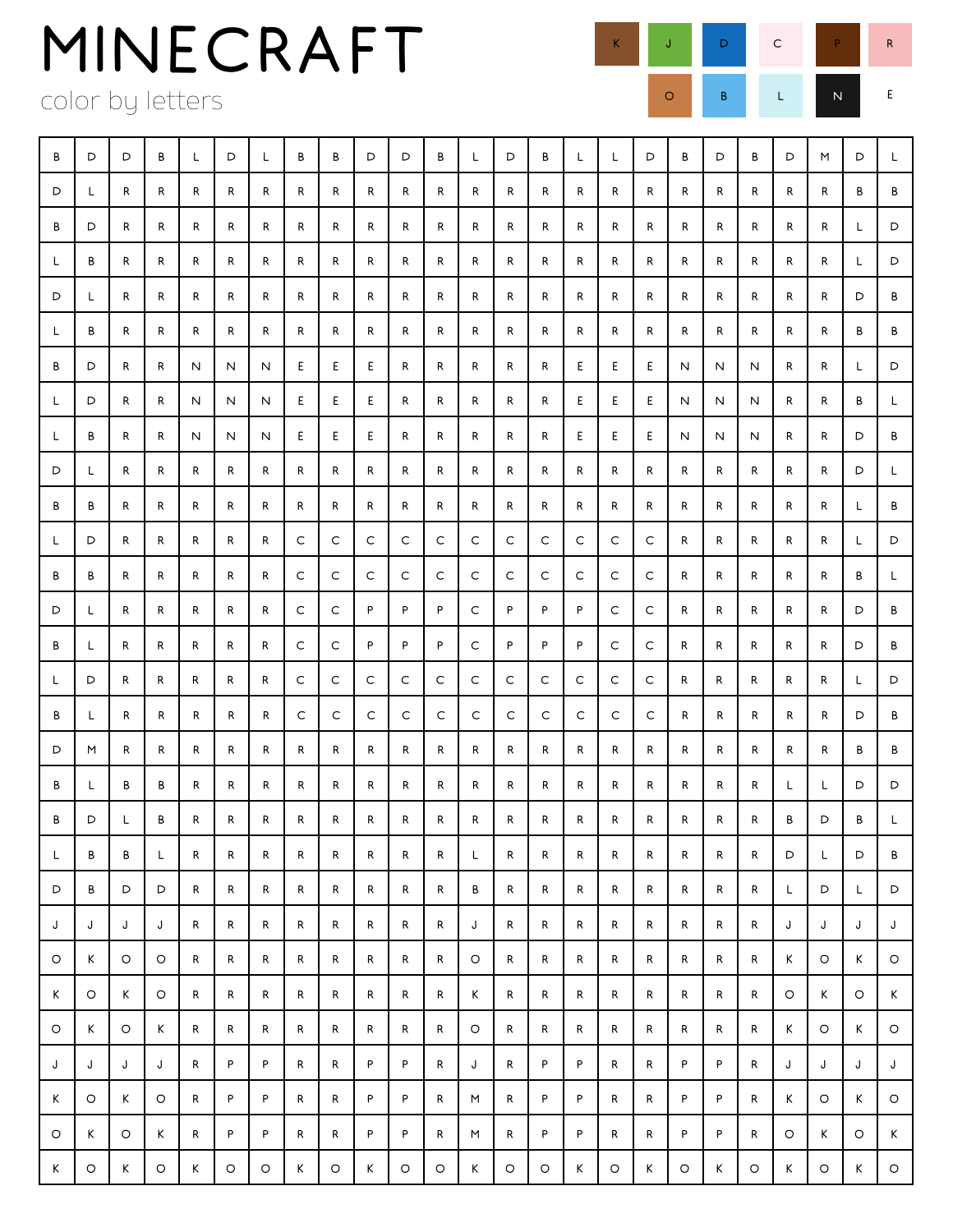# MINECRAFT

color by letters

| | | | | | | | | | | |
|---|---|---|---|---|---|---|---|---|---|---|
| K | J | D | C | P | R | O | B | L | N | E |

| | | | | | | | | | | | | | | | | | | | | | | | | |
|---|---|---|---|---|---|---|---|---|---|---|---|---|---|---|---|---|---|---|---|---|---|---|---|---|
| B | D | D | B | L | D | L | B | B | D | D | B | L | D | B | L | L | D | B | D | B | D | M | D | L |
| D | L | R | R | R | R | R | R | R | R | R | R | R | R | R | R | R | R | R | R | R | R | R | B | B |
| B | D | R | R | R | R | R | R | R | R | R | R | R | R | R | R | R | R | R | R | R | R | R | L | D |
| L | B | R | R | R | R | R | R | R | R | R | R | R | R | R | R | R | R | R | R | R | R | R | L | D |
| D | L | R | R | R | R | R | R | R | R | R | R | R | R | R | R | R | R | R | R | R | R | R | D | B |
| L | B | R | R | R | R | R | R | R | R | R | R | R | R | R | R | R | R | R | R | R | R | R | B | B |
| B | D | R | R | N | N | N | E | E | E | R | R | R | R | R | E | E | E | N | N | N | R | R | L | D |
| L | D | R | R | N | N | N | E | E | E | R | R | R | R | R | E | E | E | N | N | N | R | R | B | L |
| L | B | R | R | N | N | N | E | E | E | R | R | R | R | R | E | E | E | N | N | N | R | R | D | B |
| D | L | R | R | R | R | R | R | R | R | R | R | R | R | R | R | R | R | R | R | R | R | R | D | L |
| B | B | R | R | R | R | R | R | R | R | R | R | R | R | R | R | R | R | R | R | R | R | R | L | B |
| L | D | R | R | R | R | R | C | C | C | C | C | C | C | C | C | C | C | R | R | R | R | R | L | D |
| B | B | R | R | R | R | R | C | C | C | C | C | C | C | C | C | C | C | R | R | R | R | R | B | L |
| D | L | R | R | R | R | R | C | C | P | P | P | C | P | P | P | C | C | R | R | R | R | R | D | B |
| B | L | R | R | R | R | R | C | C | P | P | P | C | P | P | P | C | C | R | R | R | R | R | D | B |
| L | D | R | R | R | R | R | C | C | C | C | C | C | C | C | C | C | C | R | R | R | R | R | L | D |
| B | L | R | R | R | R | R | C | C | C | C | C | C | C | C | C | C | C | R | R | R | R | R | D | B |
| D | M | R | R | R | R | R | R | R | R | R | R | R | R | R | R | R | R | R | R | R | R | R | B | B |
| B | L | B | B | R | R | R | R | R | R | R | R | R | R | R | R | R | R | R | R | R | L | L | D | D |
| B | D | L | B | R | R | R | R | R | R | R | R | R | R | R | R | R | R | R | R | R | B | D | B | L |
| L | B | B | L | R | R | R | R | R | R | R | R | L | R | R | R | R | R | R | R | R | D | L | D | B |
| D | B | D | D | R | R | R | R | R | R | R | R | B | R | R | R | R | R | R | R | R | L | D | L | D |
| J | J | J | J | R | R | R | R | R | R | R | R | J | R | R | R | R | R | R | R | R | J | J | J | J |
| O | K | O | O | R | R | R | R | R | R | R | R | O | R | R | R | R | R | R | R | R | K | O | K | O |
| K | O | K | O | R | R | R | R | R | R | R | R | K | R | R | R | R | R | R | R | R | O | K | O | K |
| O | K | O | K | R | R | R | R | R | R | R | R | O | R | R | R | R | R | R | R | R | K | O | K | O |
| J | J | J | J | R | P | P | R | R | P | P | R | J | R | P | P | R | R | P | P | R | J | J | J | J |
| K | O | K | O | R | P | P | R | R | P | P | R | M | R | P | P | R | R | P | P | R | K | O | K | O |
| O | K | O | K | R | P | P | R | R | P | P | R | M | R | P | P | R | R | P | P | R | O | K | O | K |
| K | O | K | O | K | O | O | K | O | K | O | O | K | O | O | K | O | K | O | K | O | K | O | K | O |